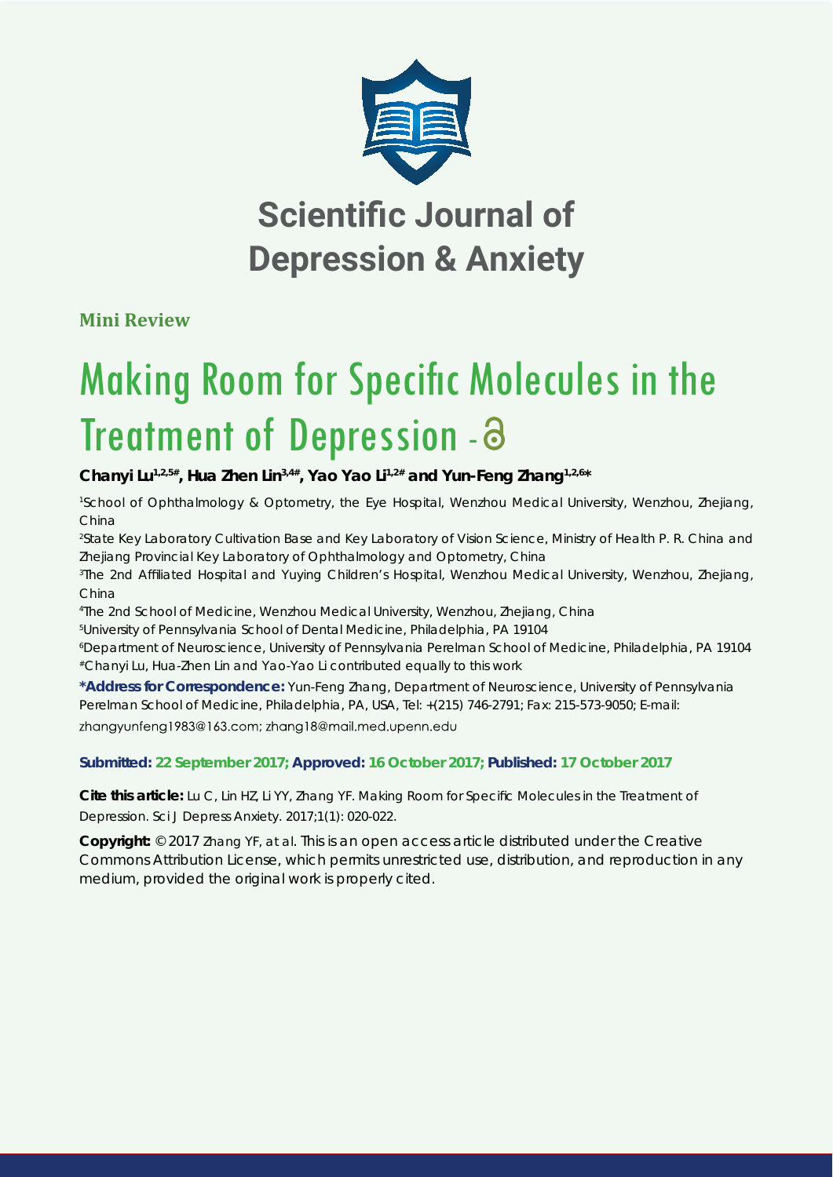# Scientific Journal of Depression & Anxiety

**Mini Review**

# Making Room for Specific Molecules in the Treatment of Depression

**Chanyi Lu[1,2,5#], Hua Zhen Lin[3,4#], Yao Yao Li[1,2#] and Yun-Feng Zhang[1,2,6*]**

[1]School of Ophthalmology & Optometry, the Eye Hospital, Wenzhou Medical University, Wenzhou, Zhejiang, China

[2]State Key Laboratory Cultivation Base and Key Laboratory of Vision Science, Ministry of Health P. R. China and Zhejiang Provincial Key Laboratory of Ophthalmology and Optometry, China

[3]The 2nd Affiliated Hospital and Yuying Children's Hospital, Wenzhou Medical University, Wenzhou, Zhejiang, China

[4]The 2nd School of Medicine, Wenzhou Medical University, Wenzhou, Zhejiang, China

[5]University of Pennsylvania School of Dental Medicine, Philadelphia, PA 19104

[6]Department of Neuroscience, University of Pennsylvania Perelman School of Medicine, Philadelphia, PA 19104

[#]Chanyi Lu, Hua-Zhen Lin and Yao-Yao Li contributed equally to this work

**\*Address for Correspondence:** Yun-Feng Zhang, Department of Neuroscience, University of Pennsylvania Perelman School of Medicine, Philadelphia, PA, USA, Tel: +(215) 746-2791; Fax: 215-573-9050; E-mail: zhangyunfeng1983@163.com; zhang18@mail.med.upenn.edu

**Submitted: 22 September 2017; Approved: 16 October 2017; Published: 17 October 2017**

**Cite this article:** Lu C, Lin HZ, Li YY, Zhang YF. Making Room for Specific Molecules in the Treatment of Depression. Sci J Depress Anxiety. 2017;1(1): 020-022.

**Copyright:** © 2017 Zhang YF, at al. This is an open access article distributed under the Creative Commons Attribution License, which permits unrestricted use, distribution, and reproduction in any medium, provided the original work is properly cited.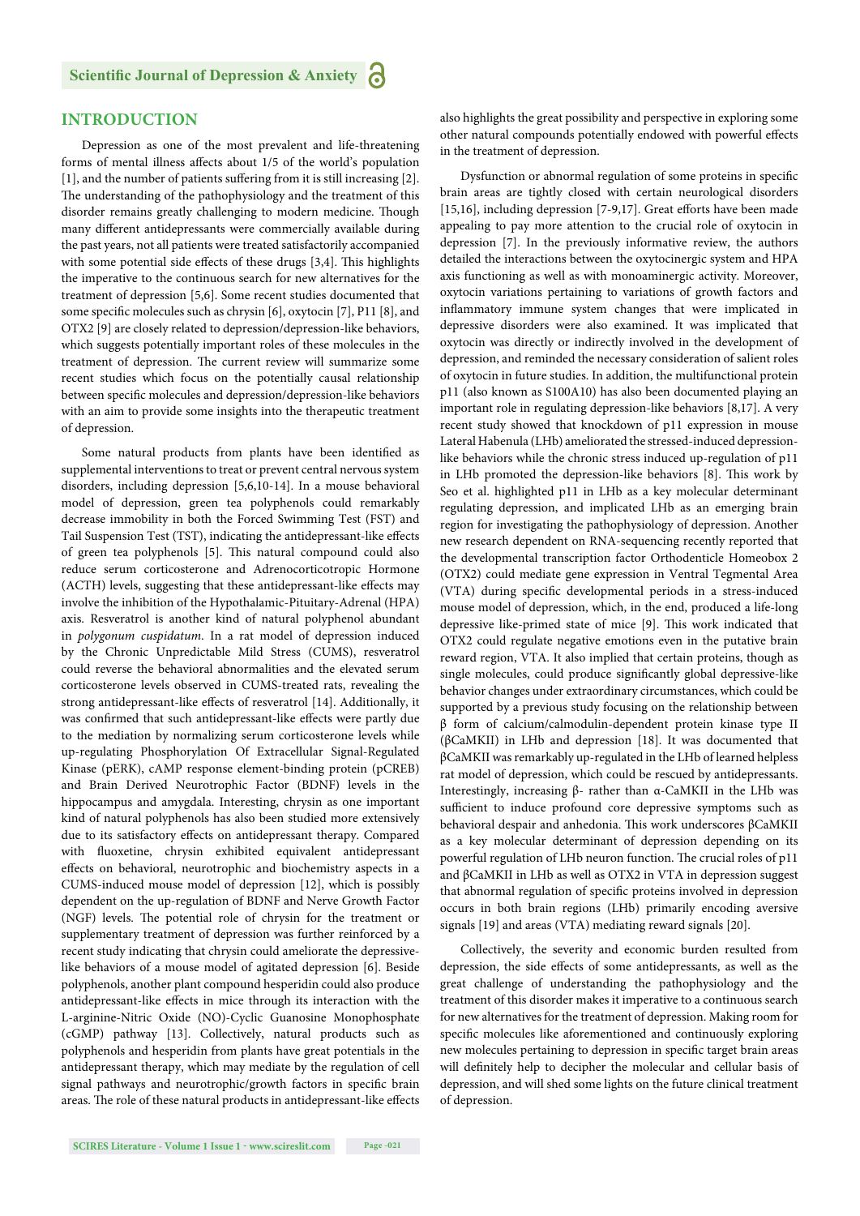## INTRODUCTION

Depression as one of the most prevalent and life-threatening forms of mental illness affects about 1/5 of the world's population [1], and the number of patients suffering from it is still increasing [2]. The understanding of the pathophysiology and the treatment of this disorder remains greatly challenging to modern medicine. Though many different antidepressants were commercially available during the past years, not all patients were treated satisfactorily accompanied with some potential side effects of these drugs [3,4]. This highlights the imperative to the continuous search for new alternatives for the treatment of depression [5,6]. Some recent studies documented that some specific molecules such as chrysin [6], oxytocin [7], P11 [8], and OTX2 [9] are closely related to depression/depression-like behaviors, which suggests potentially important roles of these molecules in the treatment of depression. The current review will summarize some recent studies which focus on the potentially causal relationship between specific molecules and depression/depression-like behaviors with an aim to provide some insights into the therapeutic treatment of depression.

Some natural products from plants have been identified as supplemental interventions to treat or prevent central nervous system disorders, including depression [5,6,10-14]. In a mouse behavioral model of depression, green tea polyphenols could remarkably decrease immobility in both the Forced Swimming Test (FST) and Tail Suspension Test (TST), indicating the antidepressant-like effects of green tea polyphenols [5]. This natural compound could also reduce serum corticosterone and Adrenocorticotropic Hormone (ACTH) levels, suggesting that these antidepressant-like effects may involve the inhibition of the Hypothalamic-Pituitary-Adrenal (HPA) axis. Resveratrol is another kind of natural polyphenol abundant in *polygonum cuspidatum*. In a rat model of depression induced by the Chronic Unpredictable Mild Stress (CUMS), resveratrol could reverse the behavioral abnormalities and the elevated serum corticosterone levels observed in CUMS-treated rats, revealing the strong antidepressant-like effects of resveratrol [14]. Additionally, it was confirmed that such antidepressant-like effects were partly due to the mediation by normalizing serum corticosterone levels while up-regulating Phosphorylation Of Extracellular Signal-Regulated Kinase (pERK), cAMP response element-binding protein (pCREB) and Brain Derived Neurotrophic Factor (BDNF) levels in the hippocampus and amygdala. Interesting, chrysin as one important kind of natural polyphenols has also been studied more extensively due to its satisfactory effects on antidepressant therapy. Compared with fluoxetine, chrysin exhibited equivalent antidepressant effects on behavioral, neurotrophic and biochemistry aspects in a CUMS-induced mouse model of depression [12], which is possibly dependent on the up-regulation of BDNF and Nerve Growth Factor (NGF) levels. The potential role of chrysin for the treatment or supplementary treatment of depression was further reinforced by a recent study indicating that chrysin could ameliorate the depressive-like behaviors of a mouse model of agitated depression [6]. Beside polyphenols, another plant compound hesperidin could also produce antidepressant-like effects in mice through its interaction with the L-arginine-Nitric Oxide (NO)-Cyclic Guanosine Monophosphate (cGMP) pathway [13]. Collectively, natural products such as polyphenols and hesperidin from plants have great potentials in the antidepressant therapy, which may mediate by the regulation of cell signal pathways and neurotrophic/growth factors in specific brain areas. The role of these natural products in antidepressant-like effects also highlights the great possibility and perspective in exploring some other natural compounds potentially endowed with powerful effects in the treatment of depression.

Dysfunction or abnormal regulation of some proteins in specific brain areas are tightly closed with certain neurological disorders [15,16], including depression [7-9,17]. Great efforts have been made appealing to pay more attention to the crucial role of oxytocin in depression [7]. In the previously informative review, the authors detailed the interactions between the oxytocinergic system and HPA axis functioning as well as with monoaminergic activity. Moreover, oxytocin variations pertaining to variations of growth factors and inflammatory immune system changes that were implicated in depressive disorders were also examined. It was implicated that oxytocin was directly or indirectly involved in the development of depression, and reminded the necessary consideration of salient roles of oxytocin in future studies. In addition, the multifunctional protein p11 (also known as S100A10) has also been documented playing an important role in regulating depression-like behaviors [8,17]. A very recent study showed that knockdown of p11 expression in mouse Lateral Habenula (LHb) ameliorated the stressed-induced depression-like behaviors while the chronic stress induced up-regulation of p11 in LHb promoted the depression-like behaviors [8]. This work by Seo et al. highlighted p11 in LHb as a key molecular determinant regulating depression, and implicated LHb as an emerging brain region for investigating the pathophysiology of depression. Another new research dependent on RNA-sequencing recently reported that the developmental transcription factor Orthodenticle Homeobox 2 (OTX2) could mediate gene expression in Ventral Tegmental Area (VTA) during specific developmental periods in a stress-induced mouse model of depression, which, in the end, produced a life-long depressive like-primed state of mice [9]. This work indicated that OTX2 could regulate negative emotions even in the putative brain reward region, VTA. It also implied that certain proteins, though as single molecules, could produce significantly global depressive-like behavior changes under extraordinary circumstances, which could be supported by a previous study focusing on the relationship between β form of calcium/calmodulin-dependent protein kinase type II (βCaMKII) in LHb and depression [18]. It was documented that βCaMKII was remarkably up-regulated in the LHb of learned helpless rat model of depression, which could be rescued by antidepressants. Interestingly, increasing β- rather than α-CaMKII in the LHb was sufficient to induce profound core depressive symptoms such as behavioral despair and anhedonia. This work underscores βCaMKII as a key molecular determinant of depression depending on its powerful regulation of LHb neuron function. The crucial roles of p11 and βCaMKII in LHb as well as OTX2 in VTA in depression suggest that abnormal regulation of specific proteins involved in depression occurs in both brain regions (LHb) primarily encoding aversive signals [19] and areas (VTA) mediating reward signals [20].

Collectively, the severity and economic burden resulted from depression, the side effects of some antidepressants, as well as the great challenge of understanding the pathophysiology and the treatment of this disorder makes it imperative to a continuous search for new alternatives for the treatment of depression. Making room for specific molecules like aforementioned and continuously exploring new molecules pertaining to depression in specific target brain areas will definitely help to decipher the molecular and cellular basis of depression, and will shed some lights on the future clinical treatment of depression.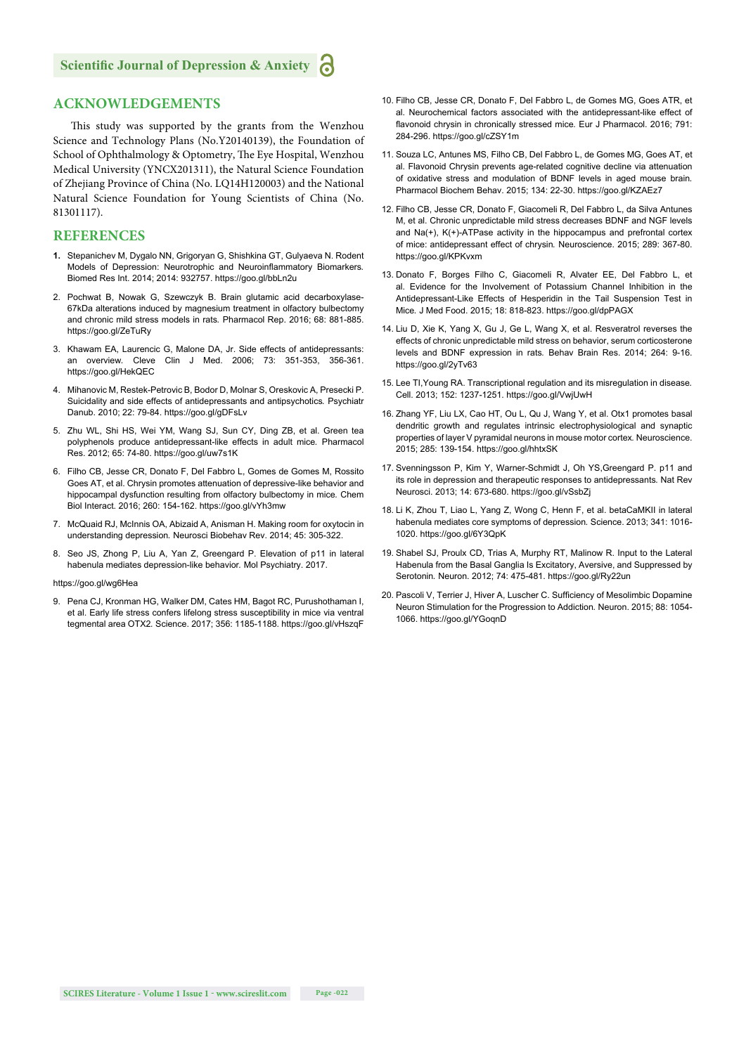## ACKNOWLEDGEMENTS

This study was supported by the grants from the Wenzhou Science and Technology Plans (No.Y20140139), the Foundation of School of Ophthalmology & Optometry, The Eye Hospital, Wenzhou Medical University (YNCX201311), the Natural Science Foundation of Zhejiang Province of China (No. LQ14H120003) and the National Natural Science Foundation for Young Scientists of China (No. 81301117).

## REFERENCES

1. Stepanichev M, Dygalo NN, Grigoryan G, Shishkina GT, Gulyaeva N. Rodent Models of Depression: Neurotrophic and Neuroinflammatory Biomarkers. Biomed Res Int. 2014; 2014: 932757. https://goo.gl/bbLn2u
2. Pochwat B, Nowak G, Szewczyk B. Brain glutamic acid decarboxylase-67kDa alterations induced by magnesium treatment in olfactory bulbectomy and chronic mild stress models in rats. Pharmacol Rep. 2016; 68: 881-885. https://goo.gl/ZeTuRy
3. Khawam EA, Laurencic G, Malone DA, Jr. Side effects of antidepressants: an overview. Cleve Clin J Med. 2006; 73: 351-353, 356-361. https://goo.gl/HekQEC
4. Mihanovic M, Restek-Petrovic B, Bodor D, Molnar S, Oreskovic A, Presecki P. Suicidality and side effects of antidepressants and antipsychotics. Psychiatr Danub. 2010; 22: 79-84. https://goo.gl/gDFsLv
5. Zhu WL, Shi HS, Wei YM, Wang SJ, Sun CY, Ding ZB, et al. Green tea polyphenols produce antidepressant-like effects in adult mice. Pharmacol Res. 2012; 65: 74-80. https://goo.gl/uw7s1K
6. Filho CB, Jesse CR, Donato F, Del Fabbro L, Gomes de Gomes M, Rossito Goes AT, et al. Chrysin promotes attenuation of depressive-like behavior and hippocampal dysfunction resulting from olfactory bulbectomy in mice. Chem Biol Interact. 2016; 260: 154-162. https://goo.gl/vYh3mw
7. McQuaid RJ, McInnis OA, Abizaid A, Anisman H. Making room for oxytocin in understanding depression. Neurosci Biobehav Rev. 2014; 45: 305-322.
8. Seo JS, Zhong P, Liu A, Yan Z, Greengard P. Elevation of p11 in lateral habenula mediates depression-like behavior. Mol Psychiatry. 2017. https://goo.gl/wg6Hea
9. Pena CJ, Kronman HG, Walker DM, Cates HM, Bagot RC, Purushothaman I, et al. Early life stress confers lifelong stress susceptibility in mice via ventral tegmental area OTX2. Science. 2017; 356: 1185-1188. https://goo.gl/vHszqF
10. Filho CB, Jesse CR, Donato F, Del Fabbro L, de Gomes MG, Goes ATR, et al. Neurochemical factors associated with the antidepressant-like effect of flavonoid chrysin in chronically stressed mice. Eur J Pharmacol. 2016; 791: 284-296. https://goo.gl/cZSY1m
11. Souza LC, Antunes MS, Filho CB, Del Fabbro L, de Gomes MG, Goes AT, et al. Flavonoid Chrysin prevents age-related cognitive decline via attenuation of oxidative stress and modulation of BDNF levels in aged mouse brain. Pharmacol Biochem Behav. 2015; 134: 22-30. https://goo.gl/KZAEz7
12. Filho CB, Jesse CR, Donato F, Giacomeli R, Del Fabbro L, da Silva Antunes M, et al. Chronic unpredictable mild stress decreases BDNF and NGF levels and Na(+), K(+)-ATPase activity in the hippocampus and prefrontal cortex of mice: antidepressant effect of chrysin. Neuroscience. 2015; 289: 367-80. https://goo.gl/KPKvxm
13. Donato F, Borges Filho C, Giacomeli R, Alvater EE, Del Fabbro L, et al. Evidence for the Involvement of Potassium Channel Inhibition in the Antidepressant-Like Effects of Hesperidin in the Tail Suspension Test in Mice. J Med Food. 2015; 18: 818-823. https://goo.gl/dpPAGX
14. Liu D, Xie K, Yang X, Gu J, Ge L, Wang X, et al. Resveratrol reverses the effects of chronic unpredictable mild stress on behavior, serum corticosterone levels and BDNF expression in rats. Behav Brain Res. 2014; 264: 9-16. https://goo.gl/2yTv63
15. Lee TI,Young RA. Transcriptional regulation and its misregulation in disease. Cell. 2013; 152: 1237-1251. https://goo.gl/VwjUwH
16. Zhang YF, Liu LX, Cao HT, Ou L, Qu J, Wang Y, et al. Otx1 promotes basal dendritic growth and regulates intrinsic electrophysiological and synaptic properties of layer V pyramidal neurons in mouse motor cortex. Neuroscience. 2015; 285: 139-154. https://goo.gl/hhtxSK
17. Svenningsson P, Kim Y, Warner-Schmidt J, Oh YS,Greengard P. p11 and its role in depression and therapeutic responses to antidepressants. Nat Rev Neurosci. 2013; 14: 673-680. https://goo.gl/vSsbZj
18. Li K, Zhou T, Liao L, Yang Z, Wong C, Henn F, et al. betaCaMKII in lateral habenula mediates core symptoms of depression. Science. 2013; 341: 1016-1020. https://goo.gl/6Y3QpK
19. Shabel SJ, Proulx CD, Trias A, Murphy RT, Malinow R. Input to the Lateral Habenula from the Basal Ganglia Is Excitatory, Aversive, and Suppressed by Serotonin. Neuron. 2012; 74: 475-481. https://goo.gl/Ry22un
20. Pascoli V, Terrier J, Hiver A, Luscher C. Sufficiency of Mesolimbic Dopamine Neuron Stimulation for the Progression to Addiction. Neuron. 2015; 88: 1054-1066. https://goo.gl/YGoqnD